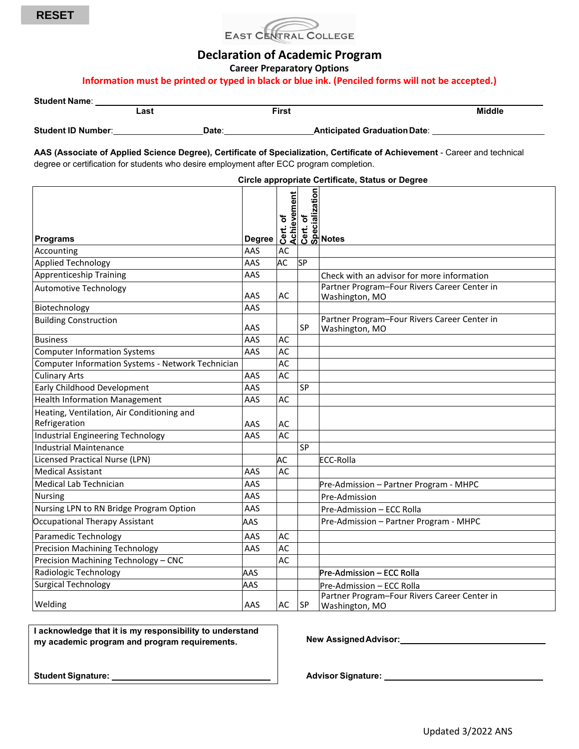RESET

EAST CENTRAL COLLEGE

# Declaration of Academic Program

## Career Preparatory Options

**Information must be printed or typed in black or blue ink. (Penciled forms will not be accepted.)**

**Student Name**: ______________________________________________
Last First Middle

**Student ID Number**: __________________ **Date**: __________________ **Anticipated Graduation Date**: __________________

**AAS (Associate of Applied Science Degree), Certificate of Specialization, Certificate of Achievement** - Career and technical degree or certification for students who desire employment after ECC program completion.

**Circle appropriate Certificate, Status or Degree**

| Programs | Degree | Cert. of Achievement | Cert. of Specialization | Notes |
|---|---|---|---|---|
| Accounting | AAS | AC | | |
| Applied Technology | AAS | AC | SP | |
| Apprenticeship Training | AAS | | | Check with an advisor for more information |
| Automotive Technology | AAS | AC | | Partner Program–Four Rivers Career Center in Washington, MO |
| Biotechnology | AAS | | | |
| Building Construction | AAS | | SP | Partner Program–Four Rivers Career Center in Washington, MO |
| Business | AAS | AC | | |
| Computer Information Systems | AAS | AC | | |
| Computer Information Systems - Network Technician | | AC | | |
| Culinary Arts | AAS | AC | | |
| Early Childhood Development | AAS | | SP | |
| Health Information Management | AAS | AC | | |
| Heating, Ventilation, Air Conditioning and Refrigeration | AAS | AC | | |
| Industrial Engineering Technology | AAS | AC | | |
| Industrial Maintenance | | | SP | |
| Licensed Practical Nurse (LPN) | | AC | | ECC-Rolla |
| Medical Assistant | AAS | AC | | |
| Medical Lab Technician | AAS | | | Pre-Admission – Partner Program - MHPC |
| Nursing | AAS | | | Pre-Admission |
| Nursing LPN to RN Bridge Program Option | AAS | | | Pre-Admission – ECC Rolla |
| Occupational Therapy Assistant | AAS | | | Pre-Admission – Partner Program - MHPC |
| Paramedic Technology | AAS | AC | | |
| Precision Machining Technology | AAS | AC | | |
| Precision Machining Technology – CNC | | AC | | |
| Radiologic Technology | AAS | | | Pre-Admission – ECC Rolla |
| Surgical Technology | AAS | | | Pre-Admission – ECC Rolla |
| Welding | AAS | AC | SP | Partner Program–Four Rivers Career Center in Washington, MO |

**I acknowledge that it is my responsibility to understand my academic program and program requirements.**

**Student Signature:** ______________________________

**New Assigned Advisor:** ______________________________

**Advisor Signature:** ______________________________

Updated 3/2022 ANS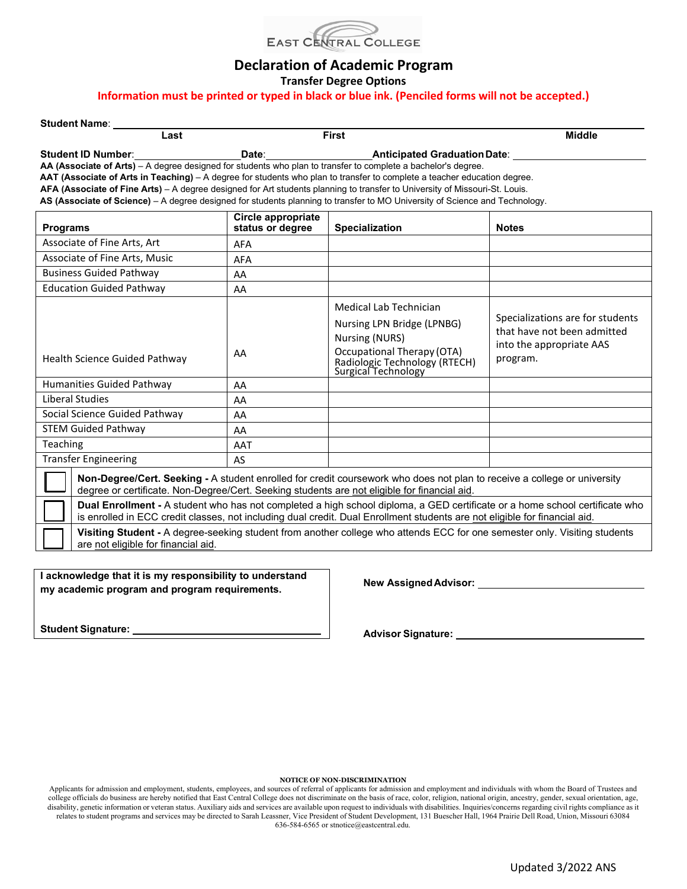EAST CENTRAL COLLEGE

# Declaration of Academic Program

## Transfer Degree Options

**Information must be printed or typed in black or blue ink. (Penciled forms will not be accepted.)**

**Student Name**: ______________________________________________
Last First Middle

**Student ID Number**: ________________ **Date**: ________________ **Anticipated Graduation Date**: ________________

**AA (Associate of Arts)** – A degree designed for students who plan to transfer to complete a bachelor's degree.
**AAT (Associate of Arts in Teaching)** – A degree for students who plan to transfer to complete a teacher education degree.
**AFA (Associate of Fine Arts)** – A degree designed for Art students planning to transfer to University of Missouri-St. Louis.
**AS (Associate of Science)** – A degree designed for students planning to transfer to MO University of Science and Technology.

| Programs | Circle appropriate status or degree | Specialization | Notes |
|---|---|---|---|
| Associate of Fine Arts, Art | AFA | | |
| Associate of Fine Arts, Music | AFA | | |
| Business Guided Pathway | AA | | |
| Education Guided Pathway | AA | | |
| Health Science Guided Pathway | AA | Medical Lab Technician<br>Nursing LPN Bridge (LPNBG)<br>Nursing (NURS)<br>Occupational Therapy (OTA)<br>Radiologic Technology (RTECH)<br>Surgical Technology | Specializations are for students that have not been admitted into the appropriate AAS program. |
| Humanities Guided Pathway | AA | | |
| Liberal Studies | AA | | |
| Social Science Guided Pathway | AA | | |
| STEM Guided Pathway | AA | | |
| Teaching | AAT | | |
| Transfer Engineering | AS | | |

☐ **Non-Degree/Cert. Seeking -** A student enrolled for credit coursework who does not plan to receive a college or university degree or certificate. Non-Degree/Cert. Seeking students are not eligible for financial aid.

☐ **Dual Enrollment -** A student who has not completed a high school diploma, a GED certificate or a home school certificate who is enrolled in ECC credit classes, not including dual credit. Dual Enrollment students are not eligible for financial aid.

☐ **Visiting Student -** A degree-seeking student from another college who attends ECC for one semester only. Visiting students are not eligible for financial aid.

**I acknowledge that it is my responsibility to understand my academic program and program requirements.**

**Student Signature:** ______________________________

**New Assigned Advisor:** ______________________________

**Advisor Signature:** ______________________________

**NOTICE OF NON-DISCRIMINATION**

Applicants for admission and employment, students, employees, and sources of referral of applicants for admission and employment and individuals with whom the Board of Trustees and college officials do business are hereby notified that East Central College does not discriminate on the basis of race, color, religion, national origin, ancestry, gender, sexual orientation, age, disability, genetic information or veteran status. Auxiliary aids and services are available upon request to individuals with disabilities. Inquiries/concerns regarding civil rights compliance as it relates to student programs and services may be directed to Sarah Leassner, Vice President of Student Development, 131 Buescher Hall, 1964 Prairie Dell Road, Union, Missouri 63084 636-584-6565 or stnotice@eastcentral.edu.

Updated 3/2022 ANS